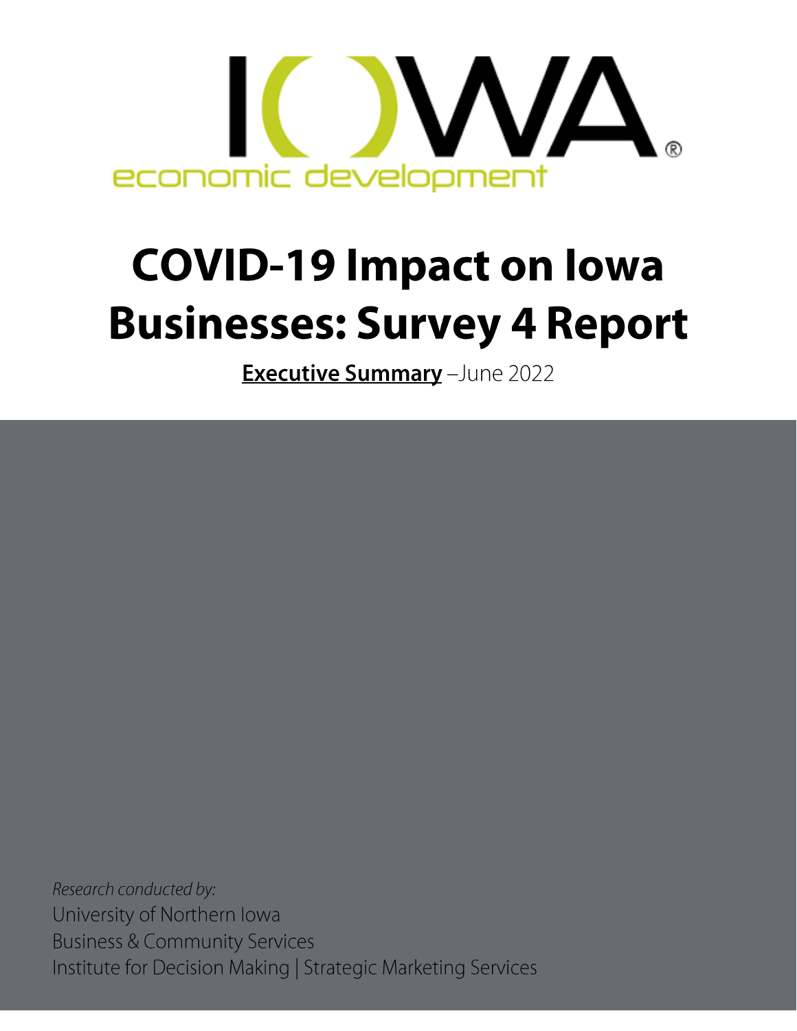IOWA economic development

# COVID-19 Impact on Iowa Businesses: Survey 4 Report

**Executive Summary** –June 2022

*Research conducted by:*

University of Northern Iowa

Business & Community Services

Institute for Decision Making | Strategic Marketing Services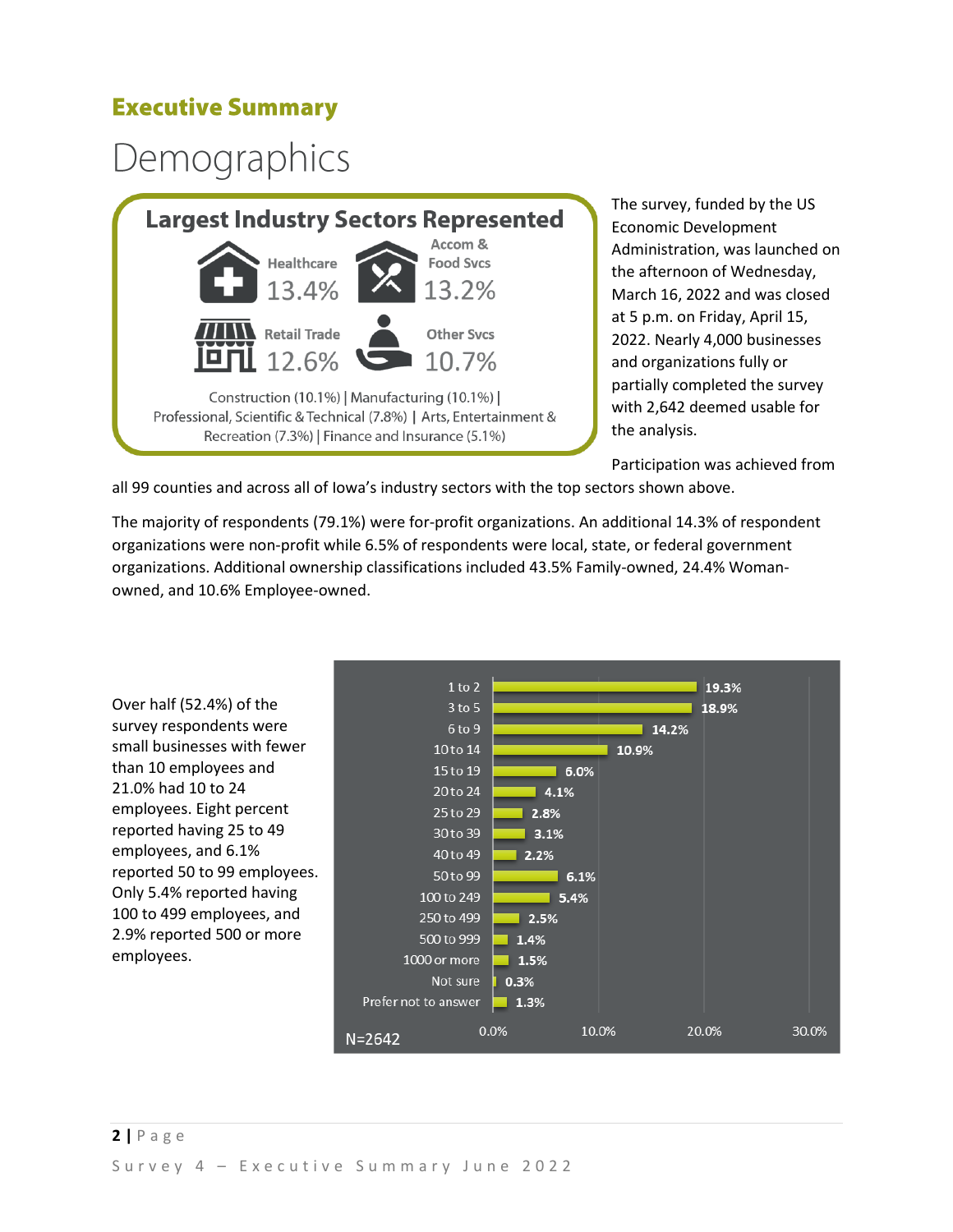# Executive Summary

## Demographics

**Largest Industry Sectors Represented**

- Healthcare 13.4%
- Accom & Food Svcs 13.2%
- Retail Trade 12.6%
- Other Svcs 10.7%

Construction (10.1%) | Manufacturing (10.1%) | Professional, Scientific & Technical (7.8%) | Arts, Entertainment & Recreation (7.3%) | Finance and Insurance (5.1%)

The survey, funded by the US Economic Development Administration, was launched on the afternoon of Wednesday, March 16, 2022 and was closed at 5 p.m. on Friday, April 15, 2022. Nearly 4,000 businesses and organizations fully or partially completed the survey with 2,642 deemed usable for the analysis.

Participation was achieved from all 99 counties and across all of Iowa's industry sectors with the top sectors shown above.

The majority of respondents (79.1%) were for-profit organizations. An additional 14.3% of respondent organizations were non-profit while 6.5% of respondents were local, state, or federal government organizations. Additional ownership classifications included 43.5% Family-owned, 24.4% Woman-owned, and 10.6% Employee-owned.

Over half (52.4%) of the survey respondents were small businesses with fewer than 10 employees and 21.0% had 10 to 24 employees. Eight percent reported having 25 to 49 employees, and 6.1% reported 50 to 99 employees. Only 5.4% reported having 100 to 499 employees, and 2.9% reported 500 or more employees.

| Employees | Percent |
|---|---|
| 1 to 2 | 19.3% |
| 3 to 5 | 18.9% |
| 6 to 9 | 14.2% |
| 10 to 14 | 10.9% |
| 15 to 19 | 6.0% |
| 20 to 24 | 4.1% |
| 25 to 29 | 2.8% |
| 30 to 39 | 3.1% |
| 40 to 49 | 2.2% |
| 50 to 99 | 6.1% |
| 100 to 249 | 5.4% |
| 250 to 499 | 2.5% |
| 500 to 999 | 1.4% |
| 1000 or more | 1.5% |
| Not sure | 0.3% |
| Prefer not to answer | 1.3% |

N=2642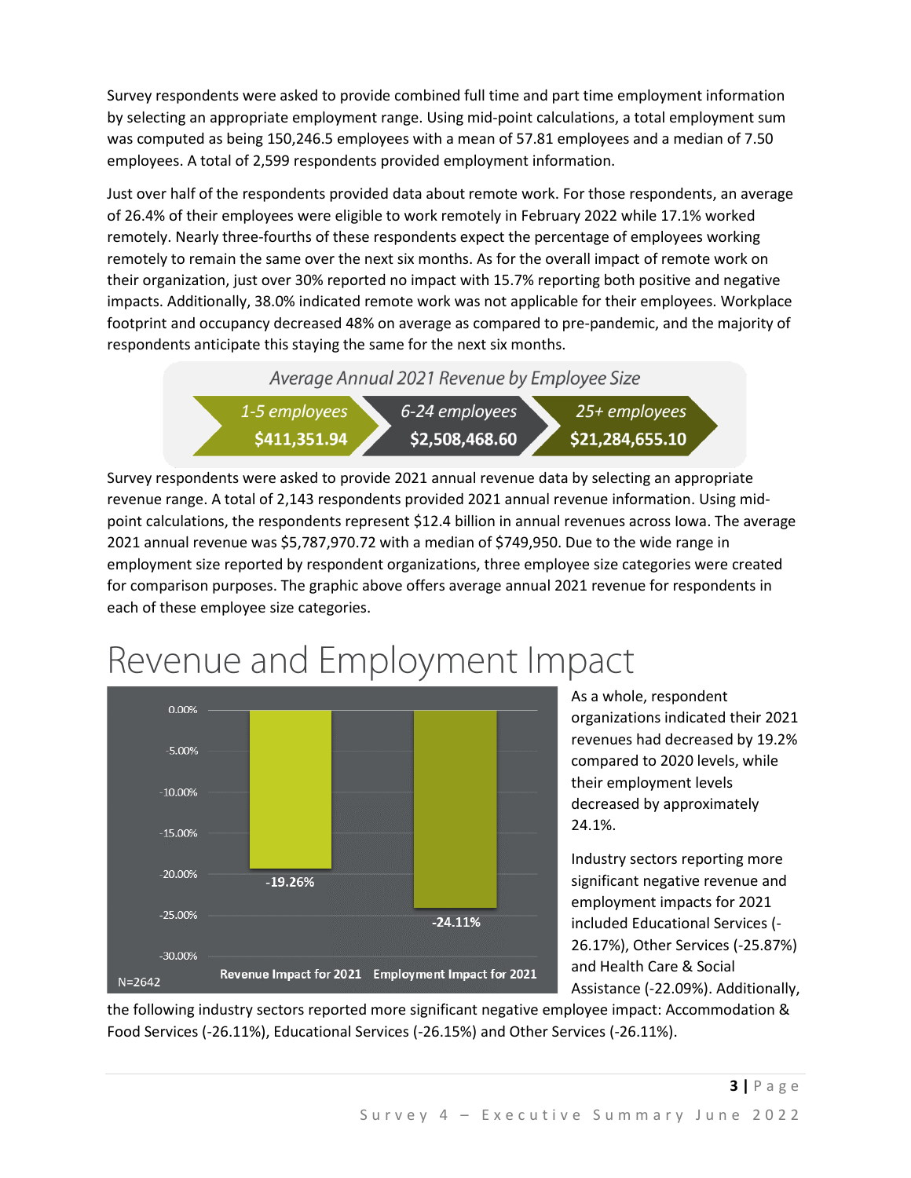Survey respondents were asked to provide combined full time and part time employment information by selecting an appropriate employment range. Using mid-point calculations, a total employment sum was computed as being 150,246.5 employees with a mean of 57.81 employees and a median of 7.50 employees. A total of 2,599 respondents provided employment information.

Just over half of the respondents provided data about remote work. For those respondents, an average of 26.4% of their employees were eligible to work remotely in February 2022 while 17.1% worked remotely. Nearly three-fourths of these respondents expect the percentage of employees working remotely to remain the same over the next six months. As for the overall impact of remote work on their organization, just over 30% reported no impact with 15.7% reporting both positive and negative impacts. Additionally, 38.0% indicated remote work was not applicable for their employees. Workplace footprint and occupancy decreased 48% on average as compared to pre-pandemic, and the majority of respondents anticipate this staying the same for the next six months.

*Average Annual 2021 Revenue by Employee Size*

| 1-5 employees | 6-24 employees | 25+ employees |
| --- | --- | --- |
| **$411,351.94** | **$2,508,468.60** | **$21,284,655.10** |

Survey respondents were asked to provide 2021 annual revenue data by selecting an appropriate revenue range. A total of 2,143 respondents provided 2021 annual revenue information. Using mid-point calculations, the respondents represent $12.4 billion in annual revenues across Iowa. The average 2021 annual revenue was $5,787,970.72 with a median of $749,950. Due to the wide range in employment size reported by respondent organizations, three employee size categories were created for comparison purposes. The graphic above offers average annual 2021 revenue for respondents in each of these employee size categories.

# Revenue and Employment Impact

| | Revenue Impact for 2021 | Employment Impact for 2021 |
| --- | --- | --- |
| N=2642 | -19.26% | -24.11% |

As a whole, respondent organizations indicated their 2021 revenues had decreased by 19.2% compared to 2020 levels, while their employment levels decreased by approximately 24.1%.

Industry sectors reporting more significant negative revenue and employment impacts for 2021 included Educational Services (-26.17%), Other Services (-25.87%) and Health Care & Social Assistance (-22.09%). Additionally, the following industry sectors reported more significant negative employee impact: Accommodation & Food Services (-26.11%), Educational Services (-26.15%) and Other Services (-26.11%).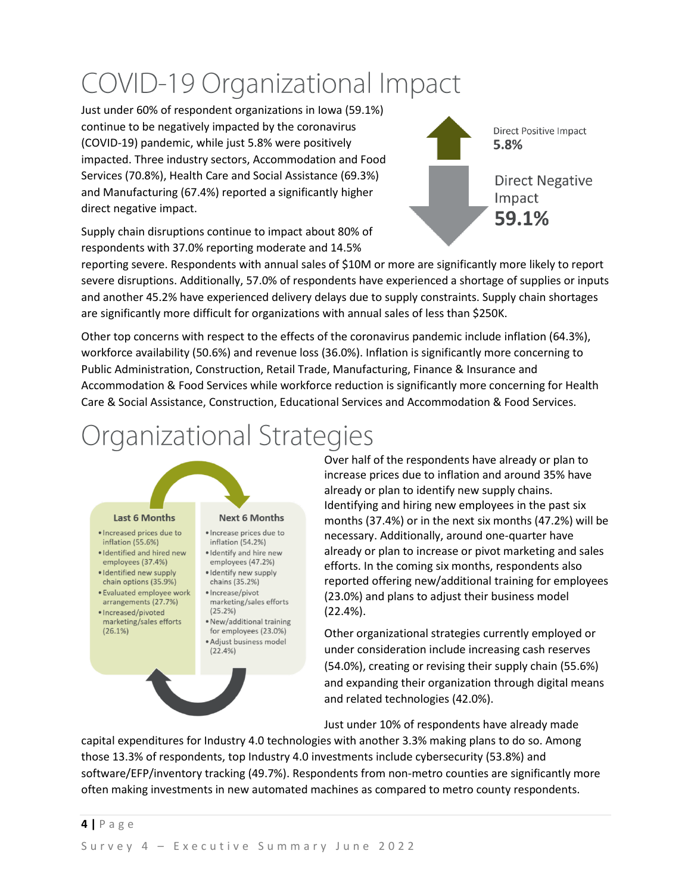# COVID-19 Organizational Impact

Just under 60% of respondent organizations in Iowa (59.1%) continue to be negatively impacted by the coronavirus (COVID-19) pandemic, while just 5.8% were positively impacted. Three industry sectors, Accommodation and Food Services (70.8%), Health Care and Social Assistance (69.3%) and Manufacturing (67.4%) reported a significantly higher direct negative impact.

Direct Positive Impact
**5.8%**

Direct Negative Impact
**59.1%**

Supply chain disruptions continue to impact about 80% of respondents with 37.0% reporting moderate and 14.5% reporting severe. Respondents with annual sales of $10M or more are significantly more likely to report severe disruptions. Additionally, 57.0% of respondents have experienced a shortage of supplies or inputs and another 45.2% have experienced delivery delays due to supply constraints. Supply chain shortages are significantly more difficult for organizations with annual sales of less than $250K.

Other top concerns with respect to the effects of the coronavirus pandemic include inflation (64.3%), workforce availability (50.6%) and revenue loss (36.0%). Inflation is significantly more concerning to Public Administration, Construction, Retail Trade, Manufacturing, Finance & Insurance and Accommodation & Food Services while workforce reduction is significantly more concerning for Health Care & Social Assistance, Construction, Educational Services and Accommodation & Food Services.

# Organizational Strategies

**Last 6 Months**

- Increased prices due to inflation (55.6%)
- Identified and hired new employees (37.4%)
- Identified new supply chain options (35.9%)
- Evaluated employee work arrangements (27.7%)
- Increased/pivoted marketing/sales efforts (26.1%)

**Next 6 Months**

- Increase prices due to inflation (54.2%)
- Identify and hire new employees (47.2%)
- Identify new supply chains (35.2%)
- Increase/pivot marketing/sales efforts (25.2%)
- New/additional training for employees (23.0%)
- Adjust business model (22.4%)

Over half of the respondents have already or plan to increase prices due to inflation and around 35% have already or plan to identify new supply chains. Identifying and hiring new employees in the past six months (37.4%) or in the next six months (47.2%) will be necessary. Additionally, around one-quarter have already or plan to increase or pivot marketing and sales efforts. In the coming six months, respondents also reported offering new/additional training for employees (23.0%) and plans to adjust their business model (22.4%).

Other organizational strategies currently employed or under consideration include increasing cash reserves (54.0%), creating or revising their supply chain (55.6%) and expanding their organization through digital means and related technologies (42.0%).

Just under 10% of respondents have already made capital expenditures for Industry 4.0 technologies with another 3.3% making plans to do so. Among those 13.3% of respondents, top Industry 4.0 investments include cybersecurity (53.8%) and software/EFP/inventory tracking (49.7%). Respondents from non-metro counties are significantly more often making investments in new automated machines as compared to metro county respondents.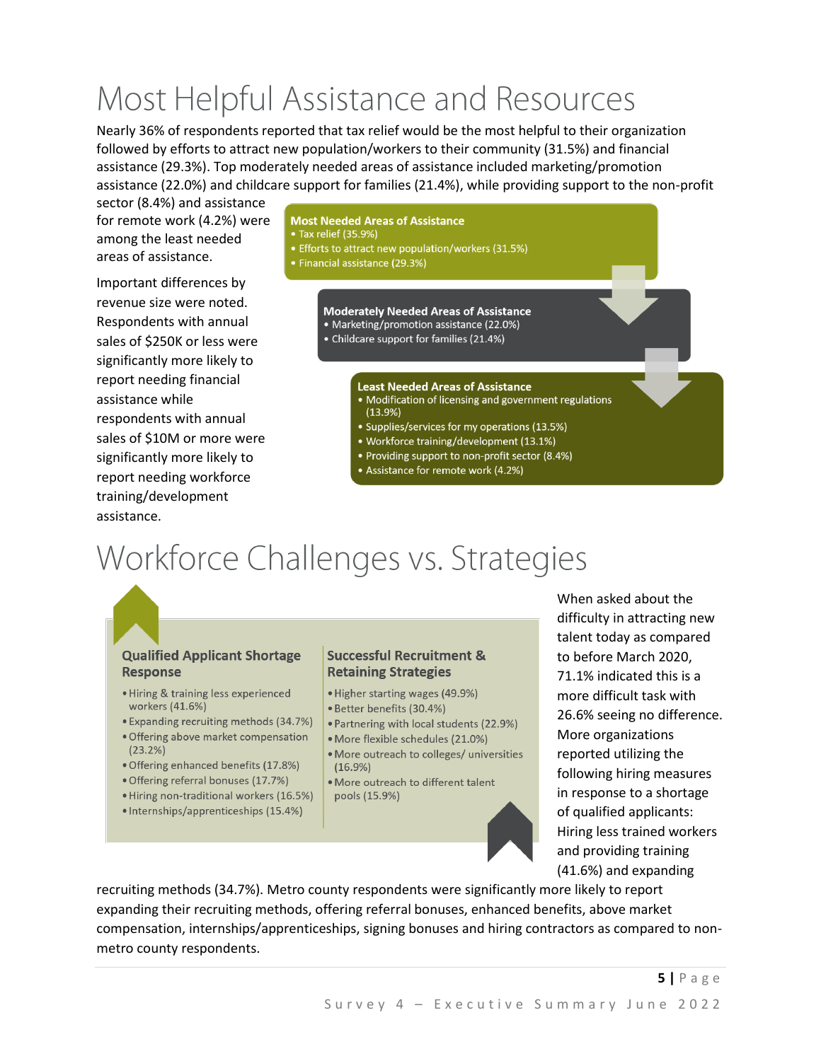# Most Helpful Assistance and Resources

Nearly 36% of respondents reported that tax relief would be the most helpful to their organization followed by efforts to attract new population/workers to their community (31.5%) and financial assistance (29.3%). Top moderately needed areas of assistance included marketing/promotion assistance (22.0%) and childcare support for families (21.4%), while providing support to the non-profit sector (8.4%) and assistance for remote work (4.2%) were among the least needed areas of assistance.

Important differences by revenue size were noted. Respondents with annual sales of $250K or less were significantly more likely to report needing financial assistance while respondents with annual sales of $10M or more were significantly more likely to report needing workforce training/development assistance.

**Most Needed Areas of Assistance**
- Tax relief (35.9%)
- Efforts to attract new population/workers (31.5%)
- Financial assistance (29.3%)

**Moderately Needed Areas of Assistance**
- Marketing/promotion assistance (22.0%)
- Childcare support for families (21.4%)

**Least Needed Areas of Assistance**
- Modification of licensing and government regulations (13.9%)
- Supplies/services for my operations (13.5%)
- Workforce training/development (13.1%)
- Providing support to non-profit sector (8.4%)
- Assistance for remote work (4.2%)

# Workforce Challenges vs. Strategies

**Qualified Applicant Shortage Response**
- Hiring & training less experienced workers (41.6%)
- Expanding recruiting methods (34.7%)
- Offering above market compensation (23.2%)
- Offering enhanced benefits (17.8%)
- Offering referral bonuses (17.7%)
- Hiring non-traditional workers (16.5%)
- Internships/apprenticeships (15.4%)

**Successful Recruitment & Retaining Strategies**
- Higher starting wages (49.9%)
- Better benefits (30.4%)
- Partnering with local students (22.9%)
- More flexible schedules (21.0%)
- More outreach to colleges/ universities (16.9%)
- More outreach to different talent pools (15.9%)

When asked about the difficulty in attracting new talent today as compared to before March 2020, 71.1% indicated this is a more difficult task with 26.6% seeing no difference. More organizations reported utilizing the following hiring measures in response to a shortage of qualified applicants: Hiring less trained workers and providing training (41.6%) and expanding recruiting methods (34.7%). Metro county respondents were significantly more likely to report expanding their recruiting methods, offering referral bonuses, enhanced benefits, above market compensation, internships/apprenticeships, signing bonuses and hiring contractors as compared to non-metro county respondents.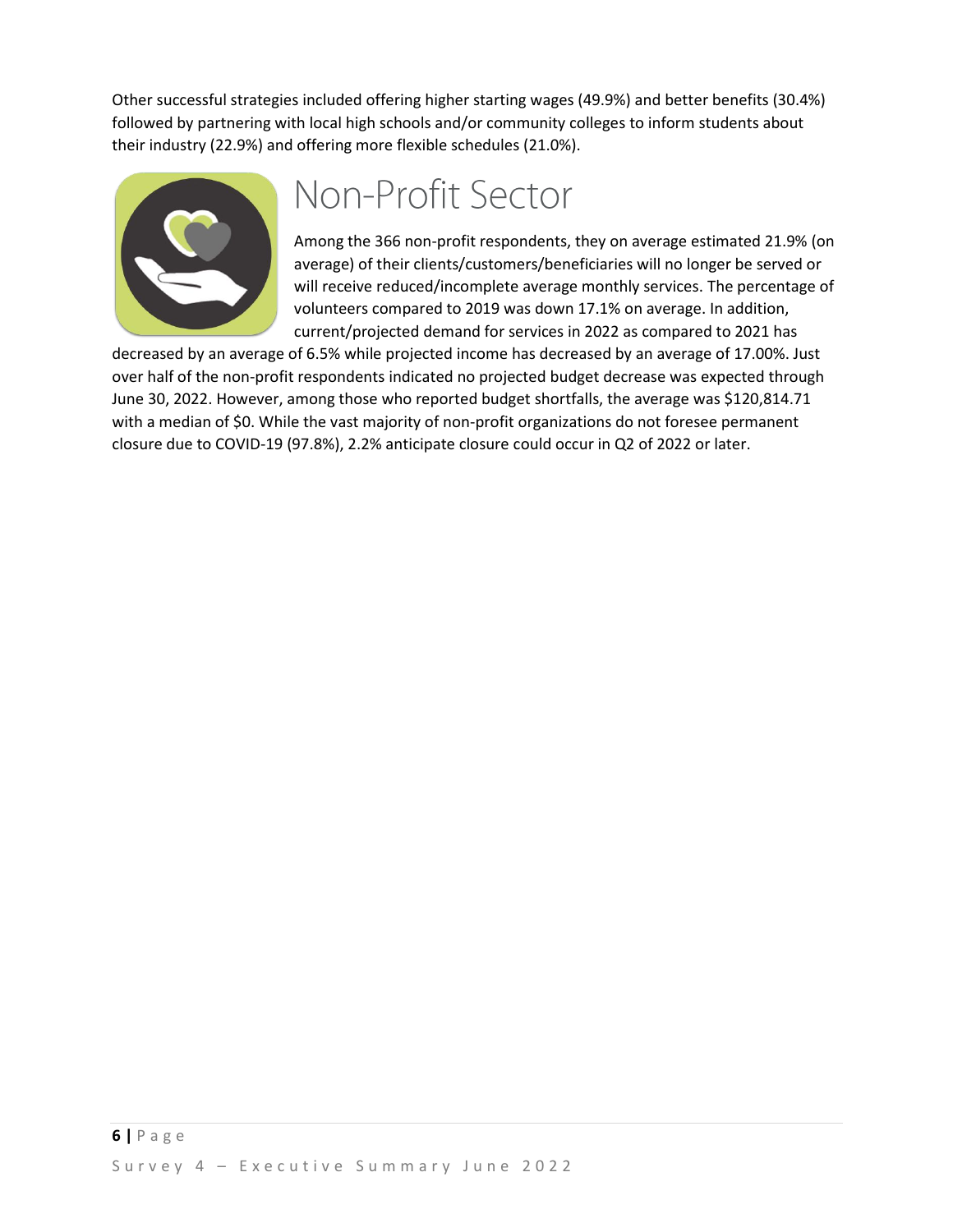Other successful strategies included offering higher starting wages (49.9%) and better benefits (30.4%) followed by partnering with local high schools and/or community colleges to inform students about their industry (22.9%) and offering more flexible schedules (21.0%).

# Non-Profit Sector

Among the 366 non-profit respondents, they on average estimated 21.9% (on average) of their clients/customers/beneficiaries will no longer be served or will receive reduced/incomplete average monthly services. The percentage of volunteers compared to 2019 was down 17.1% on average. In addition, current/projected demand for services in 2022 as compared to 2021 has decreased by an average of 6.5% while projected income has decreased by an average of 17.00%. Just over half of the non-profit respondents indicated no projected budget decrease was expected through June 30, 2022. However, among those who reported budget shortfalls, the average was $120,814.71 with a median of $0. While the vast majority of non-profit organizations do not foresee permanent closure due to COVID-19 (97.8%), 2.2% anticipate closure could occur in Q2 of 2022 or later.